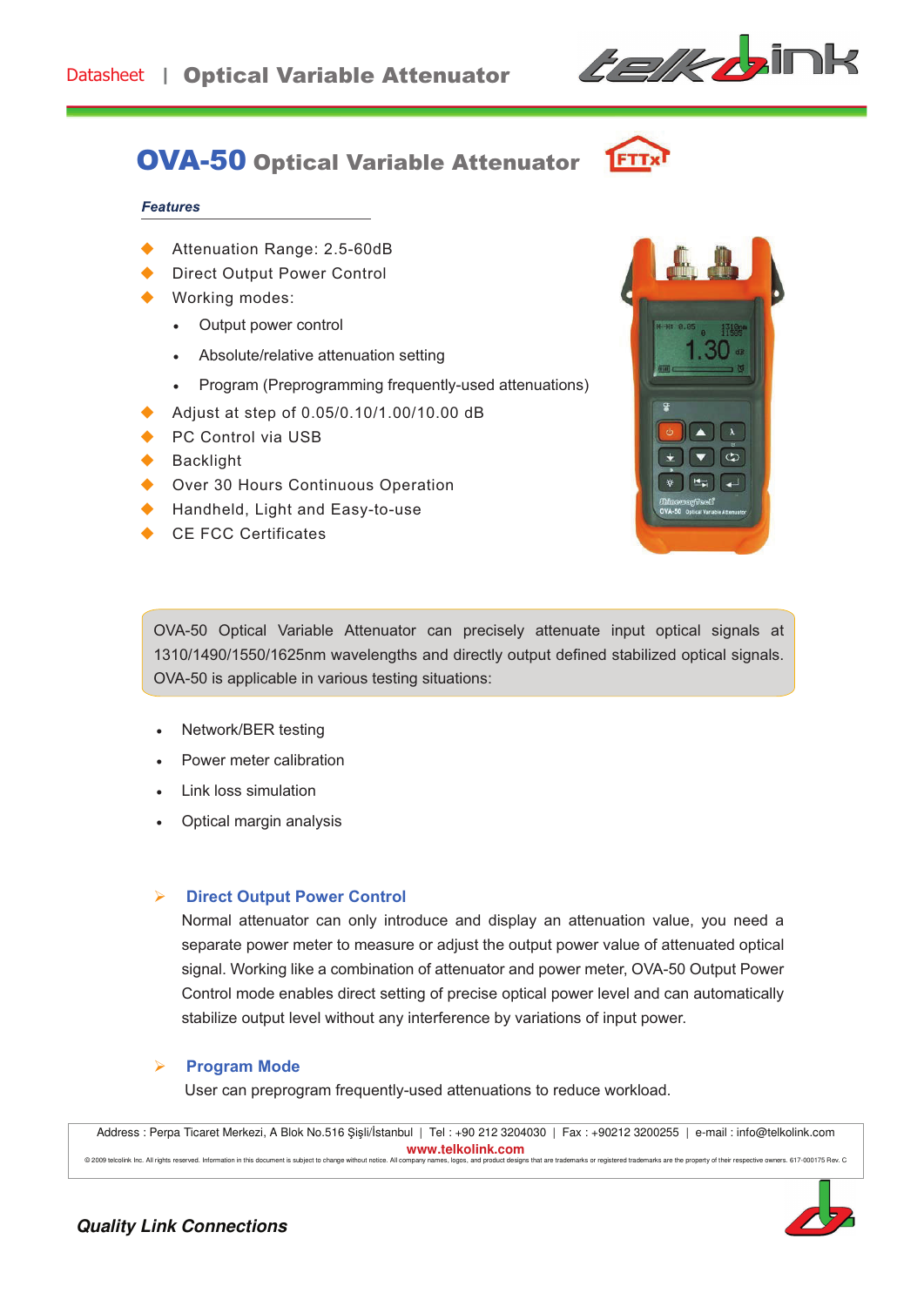# OVA-50 Optical Variable Attenuator

### Features

- Attenuation Range: 2.5-60dB
- Direct Output Power Control
- Working modes:
  - Output power control
  - Absolute/relative attenuation setting
  - Program (Preprogramming frequently-used attenuations)
- Adjust at step of 0.05/0.10/1.00/10.00 dB
- PC Control via USB
- Backlight
- Over 30 Hours Continuous Operation
- Handheld, Light and Easy-to-use
- CE FCC Certificates

OVA-50 Optical Variable Attenuator can precisely attenuate input optical signals at 1310/1490/1550/1625nm wavelengths and directly output defined stabilized optical signals. OVA-50 is applicable in various testing situations:

- Network/BER testing
- Power meter calibration
- Link loss simulation
- Optical margin analysis

### Direct Output Power Control

Normal attenuator can only introduce and display an attenuation value, you need a separate power meter to measure or adjust the output power value of attenuated optical signal. Working like a combination of attenuator and power meter, OVA-50 Output Power Control mode enables direct setting of precise optical power level and can automatically stabilize output level without any interference by variations of input power.

### Program Mode

User can preprogram frequently-used attenuations to reduce workload.

Address : Perpa Ticaret Merkezi, A Blok No.516 Şişli/İstanbul | Tel : +90 212 3204030 | Fax : +90212 3200255 | e-mail : info@telkolink.com
www.telkolink.com
© 2009 telcolink Inc. All rights reserved. Information in this document is subject to change without notice. All company names, logos, and product designs that are trademarks or registered trademarks are the property of their respective owners. 617-000175 Rev. C

**Quality Link Connections**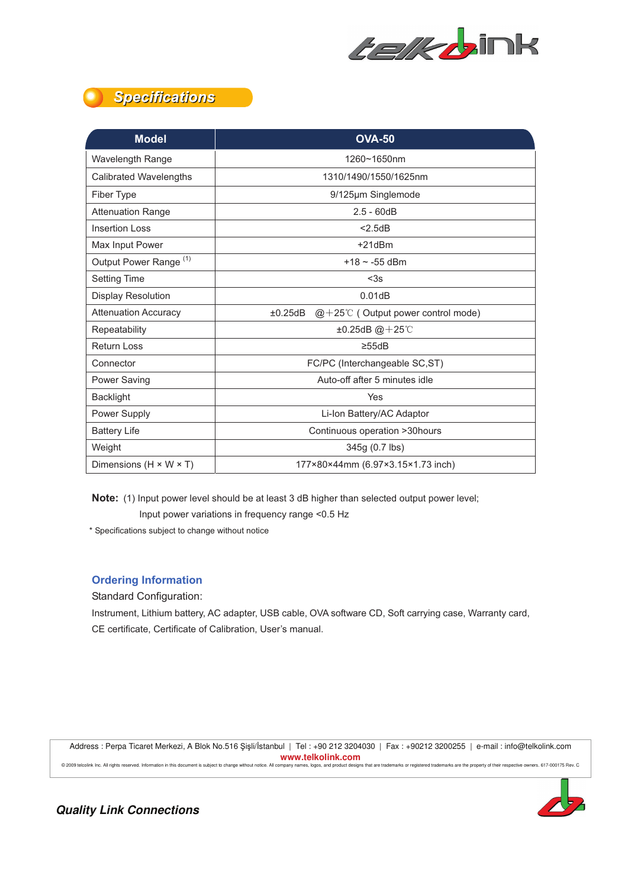## Specifications

| Model | OVA-50 |
|---|---|
| Wavelength Range | 1260~1650nm |
| Calibrated Wavelengths | 1310/1490/1550/1625nm |
| Fiber Type | 9/125μm Singlemode |
| Attenuation Range | 2.5 - 60dB |
| Insertion Loss | <2.5dB |
| Max Input Power | +21dBm |
| Output Power Range (1) | +18 ~ -55 dBm |
| Setting Time | <3s |
| Display Resolution | 0.01dB |
| Attenuation Accuracy | ±0.25dB @+25℃ ( Output power control mode) |
| Repeatability | ±0.25dB @+25℃ |
| Return Loss | ≥55dB |
| Connector | FC/PC (Interchangeable SC,ST) |
| Power Saving | Auto-off after 5 minutes idle |
| Backlight | Yes |
| Power Supply | Li-Ion Battery/AC Adaptor |
| Battery Life | Continuous operation >30hours |
| Weight | 345g (0.7 lbs) |
| Dimensions (H × W × T) | 177×80×44mm (6.97×3.15×1.73 inch) |

**Note:** (1) Input power level should be at least 3 dB higher than selected output power level;
Input power variations in frequency range <0.5 Hz

* Specifications subject to change without notice

### Ordering Information

Standard Configuration:

Instrument, Lithium battery, AC adapter, USB cable, OVA software CD, Soft carrying case, Warranty card, CE certificate, Certificate of Calibration, User's manual.

Address : Perpa Ticaret Merkezi, A Blok No.516 Şişli/İstanbul | Tel : +90 212 3204030 | Fax : +90212 3200255 | e-mail : info@telkolink.com
www.telkolink.com
© 2009 telcolink Inc. All rights reserved. Information in this document is subject to change without notice. All company names, logos, and product designs that are trademarks or registered trademarks are the property of their respective owners. 617-000175 Rev. C

*Quality Link Connections*